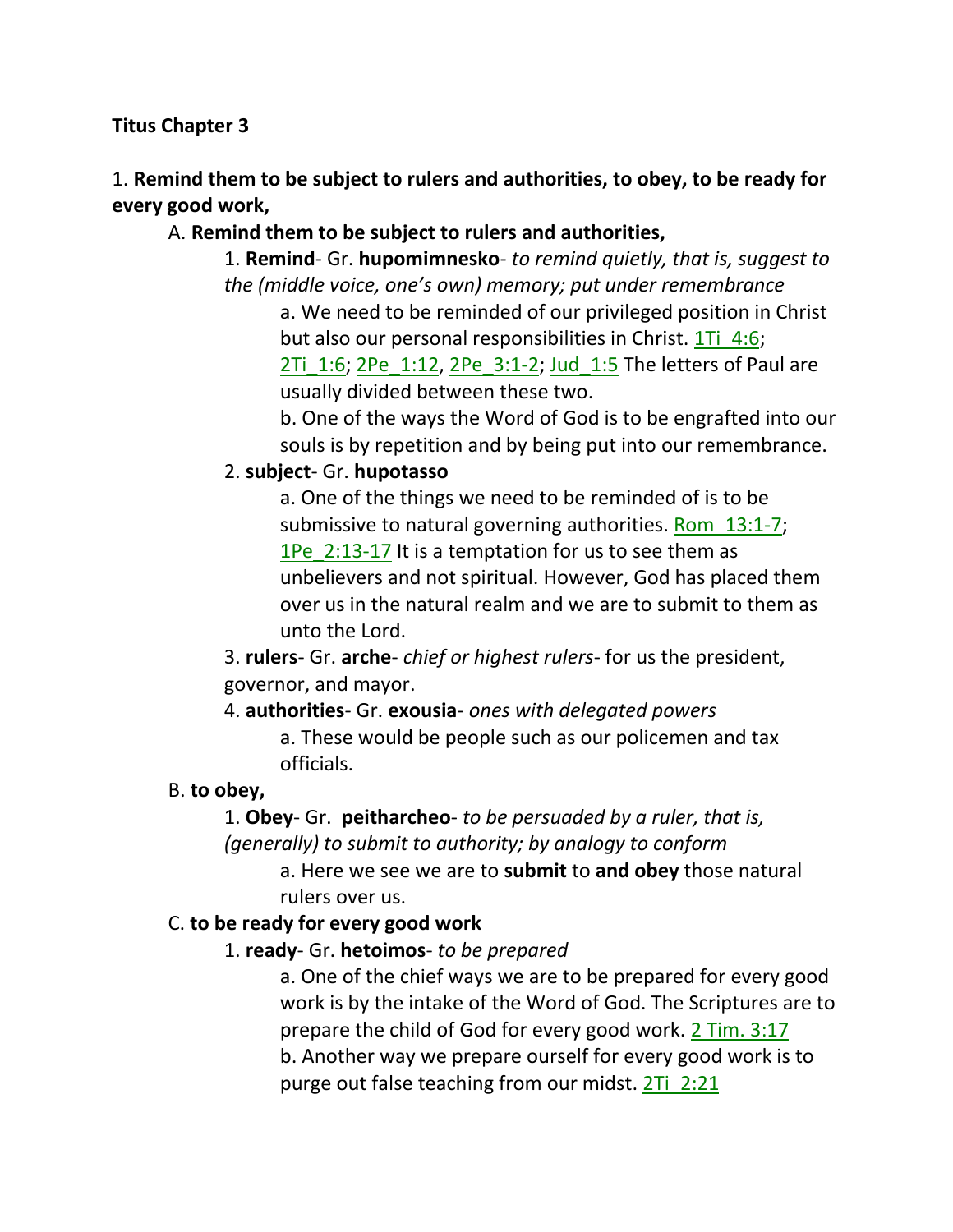**Titus Chapter 3**

1. **Remind them to be subject to rulers and authorities, to obey, to be ready for every good work,**

A. **Remind them to be subject to rulers and authorities,**

1. **Remind**- Gr. **hupomimnesko**- *to remind quietly, that is, suggest to the (middle voice, one's own) memory; put under remembrance*

a. We need to be reminded of our privileged position in Christ but also our personal responsibilities in Christ. 1Ti_4:6; 2Ti_1:6; 2Pe_1:12, 2Pe_3:1-2; Jud_1:5 The letters of Paul are usually divided between these two.

b. One of the ways the Word of God is to be engrafted into our souls is by repetition and by being put into our remembrance.

2. **subject**- Gr. **hupotasso**

a. One of the things we need to be reminded of is to be submissive to natural governing authorities. Rom_13:1-7; 1Pe_2:13-17 It is a temptation for us to see them as unbelievers and not spiritual. However, God has placed them over us in the natural realm and we are to submit to them as unto the Lord.

3. **rulers**- Gr. **arche**- *chief or highest rulers*- for us the president, governor, and mayor.

4. **authorities**- Gr. **exousia**- *ones with delegated powers*

a. These would be people such as our policemen and tax officials.

B. **to obey,**

1. **Obey**- Gr. **peitharcheo**- *to be persuaded by a ruler, that is, (generally) to submit to authority; by analogy to conform*

a. Here we see we are to **submit** to **and obey** those natural rulers over us.

C. **to be ready for every good work**

1. **ready**- Gr. **hetoimos**- *to be prepared*

a. One of the chief ways we are to be prepared for every good work is by the intake of the Word of God. The Scriptures are to prepare the child of God for every good work. 2 Tim. 3:17

b. Another way we prepare ourself for every good work is to purge out false teaching from our midst. 2Ti_2:21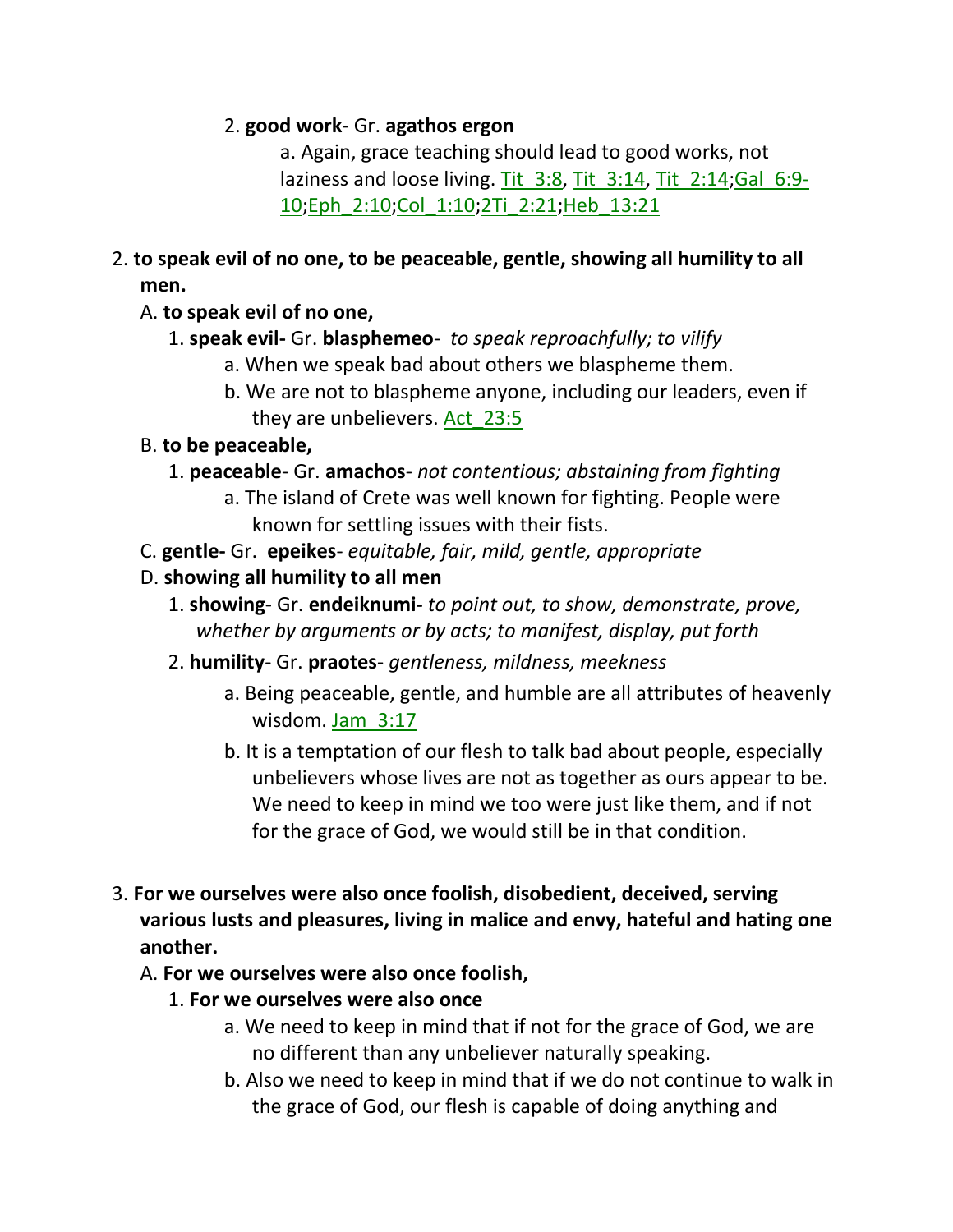2. **good work**- Gr. **agathos ergon**

a. Again, grace teaching should lead to good works, not laziness and loose living. Tit_3:8, Tit_3:14, Tit_2:14;Gal_6:9-10;Eph_2:10;Col_1:10;2Ti_2:21;Heb_13:21

2. **to speak evil of no one, to be peaceable, gentle, showing all humility to all men.**

A. **to speak evil of no one,**

1. **speak evil-** Gr. **blasphemeo**- *to speak reproachfully; to vilify*

a. When we speak bad about others we blaspheme them.

b. We are not to blaspheme anyone, including our leaders, even if they are unbelievers. Act_23:5

B. **to be peaceable,**

1. **peaceable**- Gr. **amachos**- *not contentious; abstaining from fighting*

a. The island of Crete was well known for fighting. People were known for settling issues with their fists.

C. **gentle-** Gr. **epeikes**- *equitable, fair, mild, gentle, appropriate*

D. **showing all humility to all men**

1. **showing**- Gr. **endeiknumi-** *to point out, to show, demonstrate, prove, whether by arguments or by acts; to manifest, display, put forth*

2. **humility**- Gr. **praotes**- *gentleness, mildness, meekness*

a. Being peaceable, gentle, and humble are all attributes of heavenly wisdom. Jam_3:17

b. It is a temptation of our flesh to talk bad about people, especially unbelievers whose lives are not as together as ours appear to be. We need to keep in mind we too were just like them, and if not for the grace of God, we would still be in that condition.

3. **For we ourselves were also once foolish, disobedient, deceived, serving various lusts and pleasures, living in malice and envy, hateful and hating one another.**

A. **For we ourselves were also once foolish,**

1. **For we ourselves were also once**

a. We need to keep in mind that if not for the grace of God, we are no different than any unbeliever naturally speaking.

b. Also we need to keep in mind that if we do not continue to walk in the grace of God, our flesh is capable of doing anything and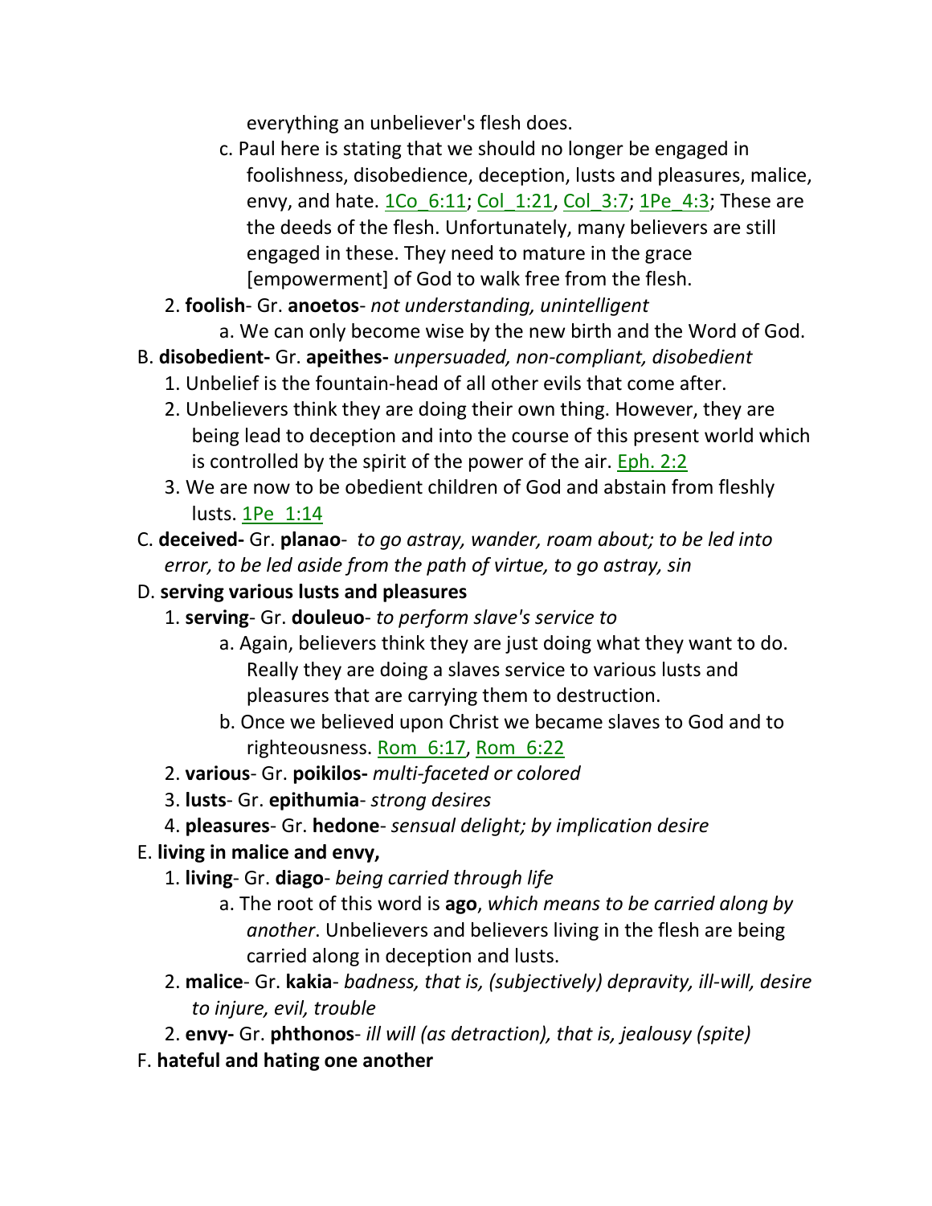everything an unbeliever's flesh does.

   c. Paul here is stating that we should no longer be engaged in foolishness, disobedience, deception, lusts and pleasures, malice, envy, and hate. 1Co_6:11; Col_1:21, Col_3:7; 1Pe_4:3; These are the deeds of the flesh. Unfortunately, many believers are still engaged in these. They need to mature in the grace [empowerment] of God to walk free from the flesh.

2. **foolish**- Gr. **anoetos**- *not understanding, unintelligent*
   a. We can only become wise by the new birth and the Word of God.

B. **disobedient-** Gr. **apeithes-** *unpersuaded, non-compliant, disobedient*
   1. Unbelief is the fountain-head of all other evils that come after.
   2. Unbelievers think they are doing their own thing. However, they are being lead to deception and into the course of this present world which is controlled by the spirit of the power of the air. Eph. 2:2
   3. We are now to be obedient children of God and abstain from fleshly lusts. 1Pe_1:14

C. **deceived-** Gr. **planao**- *to go astray, wander, roam about; to be led into error, to be led aside from the path of virtue, to go astray, sin*

D. **serving various lusts and pleasures**
   1. **serving**- Gr. **douleuo**- *to perform slave's service to*
      a. Again, believers think they are just doing what they want to do. Really they are doing a slaves service to various lusts and pleasures that are carrying them to destruction.
      b. Once we believed upon Christ we became slaves to God and to righteousness. Rom_6:17, Rom_6:22
   2. **various**- Gr. **poikilos-** *multi-faceted or colored*
   3. **lusts**- Gr. **epithumia**- *strong desires*
   4. **pleasures**- Gr. **hedone**- *sensual delight; by implication desire*

E. **living in malice and envy,**
   1. **living**- Gr. **diago**- *being carried through life*
      a. The root of this word is **ago**, *which means to be carried along by another*. Unbelievers and believers living in the flesh are being carried along in deception and lusts.
   2. **malice**- Gr. **kakia**- *badness, that is, (subjectively) depravity, ill-will, desire to injure, evil, trouble*
   2. **envy-** Gr. **phthonos**- *ill will (as detraction), that is, jealousy (spite)*

F. **hateful and hating one another**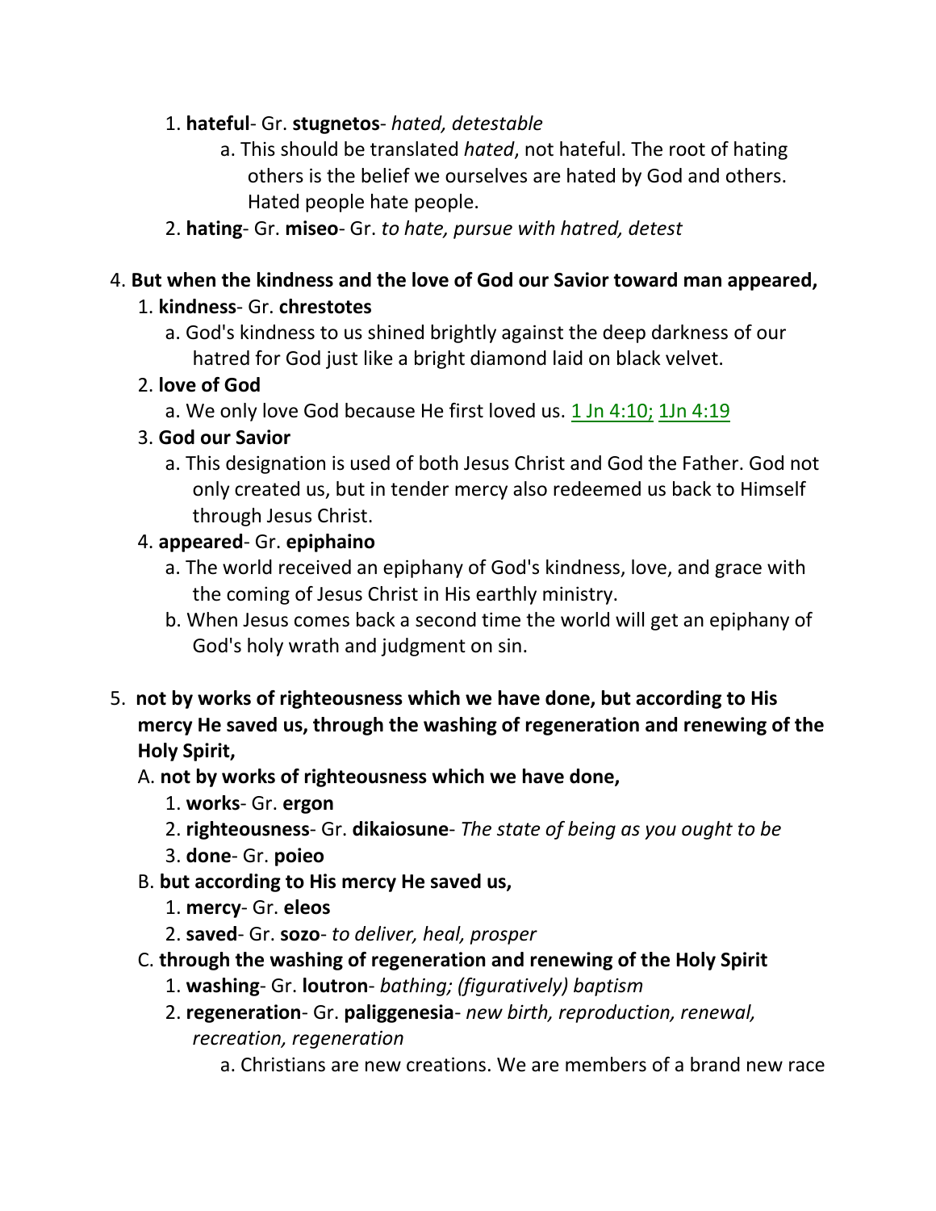1. **hateful**- Gr. **stugnetos**- *hated, detestable*
    a. This should be translated *hated*, not hateful. The root of hating others is the belief we ourselves are hated by God and others. Hated people hate people.
2. **hating**- Gr. **miseo**- Gr. *to hate, pursue with hatred, detest*

4. **But when the kindness and the love of God our Savior toward man appeared,**
    1. **kindness**- Gr. **chrestotes**
        a. God's kindness to us shined brightly against the deep darkness of our hatred for God just like a bright diamond laid on black velvet.
    2. **love of God**
        a. We only love God because He first loved us. 1 Jn 4:10; 1Jn 4:19
    3. **God our Savior**
        a. This designation is used of both Jesus Christ and God the Father. God not only created us, but in tender mercy also redeemed us back to Himself through Jesus Christ.
    4. **appeared**- Gr. **epiphaino**
        a. The world received an epiphany of God's kindness, love, and grace with the coming of Jesus Christ in His earthly ministry.
        b. When Jesus comes back a second time the world will get an epiphany of God's holy wrath and judgment on sin.

5. **not by works of righteousness which we have done, but according to His mercy He saved us, through the washing of regeneration and renewing of the Holy Spirit,**
    A. **not by works of righteousness which we have done,**
        1. **works**- Gr. **ergon**
        2. **righteousness**- Gr. **dikaiosune**- *The state of being as you ought to be*
        3. **done**- Gr. **poieo**
    B. **but according to His mercy He saved us,**
        1. **mercy**- Gr. **eleos**
        2. **saved**- Gr. **sozo**- *to deliver, heal, prosper*
    C. **through the washing of regeneration and renewing of the Holy Spirit**
        1. **washing**- Gr. **loutron**- *bathing; (figuratively) baptism*
        2. **regeneration**- Gr. **paliggenesia**- *new birth, reproduction, renewal, recreation, regeneration*
            a. Christians are new creations. We are members of a brand new race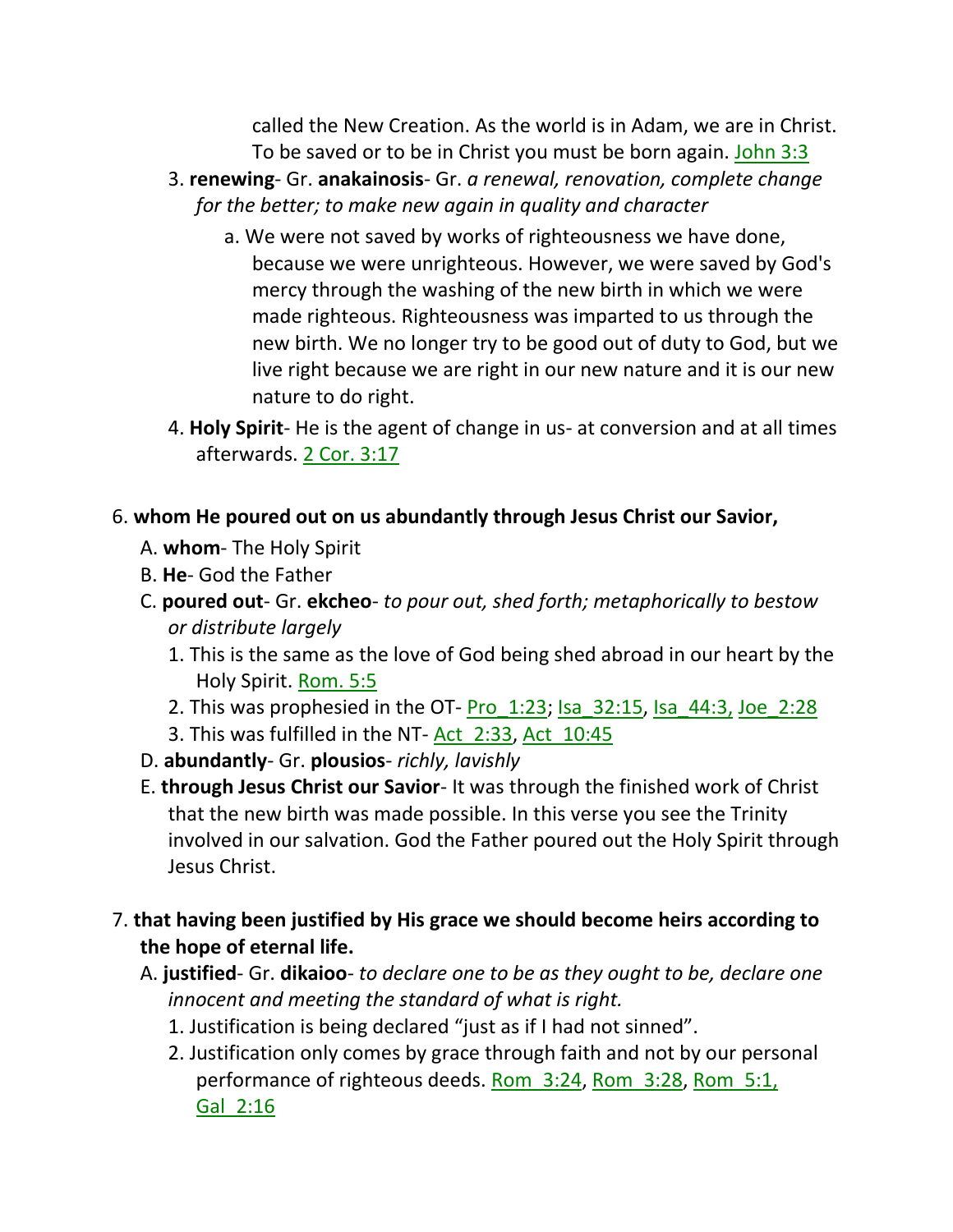called the New Creation. As the world is in Adam, we are in Christ. To be saved or to be in Christ you must be born again. John 3:3

3. **renewing**- Gr. **anakainosis**- Gr. *a renewal, renovation, complete change for the better; to make new again in quality and character*

    a. We were not saved by works of righteousness we have done, because we were unrighteous. However, we were saved by God's mercy through the washing of the new birth in which we were made righteous. Righteousness was imparted to us through the new birth. We no longer try to be good out of duty to God, but we live right because we are right in our new nature and it is our new nature to do right.

4. **Holy Spirit**- He is the agent of change in us- at conversion and at all times afterwards. 2 Cor. 3:17

6. **whom He poured out on us abundantly through Jesus Christ our Savior,**

    A. **whom**- The Holy Spirit

    B. **He**- God the Father

    C. **poured out**- Gr. **ekcheo**- *to pour out, shed forth; metaphorically to bestow or distribute largely*

        1. This is the same as the love of God being shed abroad in our heart by the Holy Spirit. Rom. 5:5

        2. This was prophesied in the OT- Pro_1:23; Isa_32:15, Isa_44:3, Joe_2:28

        3. This was fulfilled in the NT- Act_2:33, Act_10:45

    D. **abundantly**- Gr. **plousios**- *richly, lavishly*

    E. **through Jesus Christ our Savior**- It was through the finished work of Christ that the new birth was made possible. In this verse you see the Trinity involved in our salvation. God the Father poured out the Holy Spirit through Jesus Christ.

7. **that having been justified by His grace we should become heirs according to the hope of eternal life.**

    A. **justified**- Gr. **dikaioo**- *to declare one to be as they ought to be, declare one innocent and meeting the standard of what is right.*

        1. Justification is being declared "just as if I had not sinned".

        2. Justification only comes by grace through faith and not by our personal performance of righteous deeds. Rom_3:24, Rom_3:28, Rom_5:1, Gal_2:16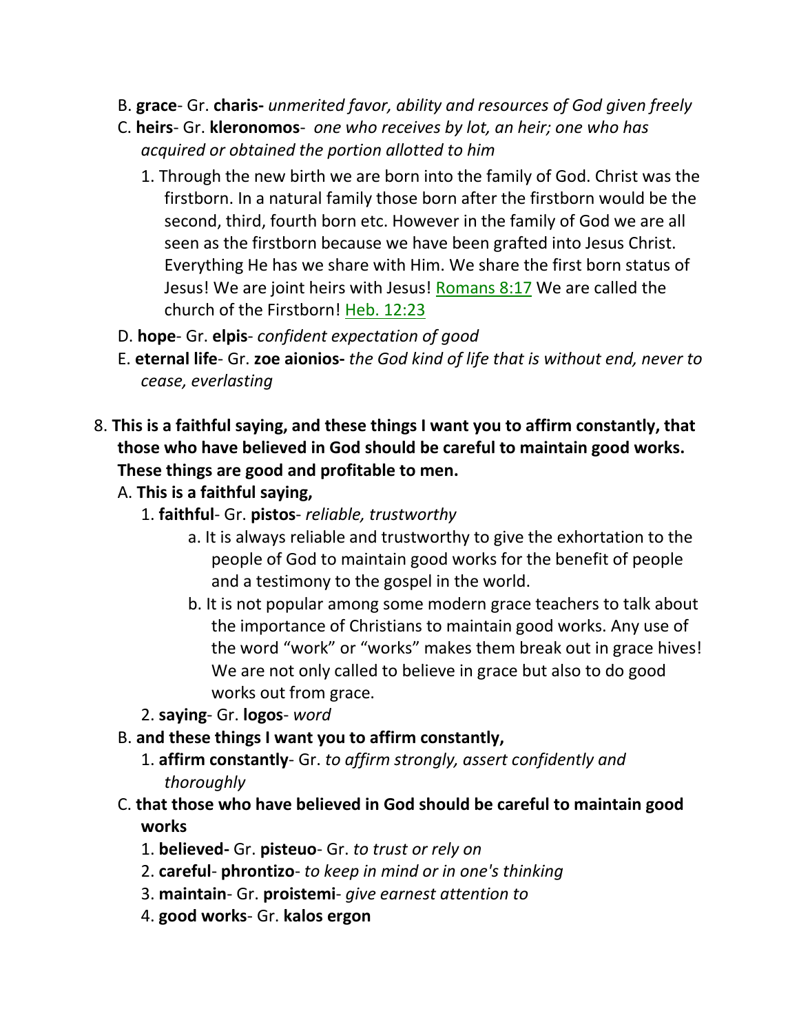B. **grace**- Gr. **charis-** *unmerited favor, ability and resources of God given freely*

C. **heirs**- Gr. **kleronomos**- *one who receives by lot, an heir; one who has acquired or obtained the portion allotted to him*

1. Through the new birth we are born into the family of God. Christ was the firstborn. In a natural family those born after the firstborn would be the second, third, fourth born etc. However in the family of God we are all seen as the firstborn because we have been grafted into Jesus Christ. Everything He has we share with Him. We share the first born status of Jesus! We are joint heirs with Jesus! Romans 8:17 We are called the church of the Firstborn! Heb. 12:23

D. **hope**- Gr. **elpis**- *confident expectation of good*

E. **eternal life**- Gr. **zoe aionios-** *the God kind of life that is without end, never to cease, everlasting*

8. **This is a faithful saying, and these things I want you to affirm constantly, that those who have believed in God should be careful to maintain good works. These things are good and profitable to men.**

A. **This is a faithful saying,**

1. **faithful**- Gr. **pistos**- *reliable, trustworthy*

a. It is always reliable and trustworthy to give the exhortation to the people of God to maintain good works for the benefit of people and a testimony to the gospel in the world.

b. It is not popular among some modern grace teachers to talk about the importance of Christians to maintain good works. Any use of the word “work” or “works” makes them break out in grace hives! We are not only called to believe in grace but also to do good works out from grace.

2. **saying**- Gr. **logos**- *word*

B. **and these things I want you to affirm constantly,**

1. **affirm constantly**- Gr. *to affirm strongly, assert confidently and thoroughly*

C. **that those who have believed in God should be careful to maintain good works**

1. **believed-** Gr. **pisteuo**- Gr. *to trust or rely on*

2. **careful**- **phrontizo**- *to keep in mind or in one's thinking*

3. **maintain**- Gr. **proistemi**- *give earnest attention to*

4. **good works**- Gr. **kalos ergon**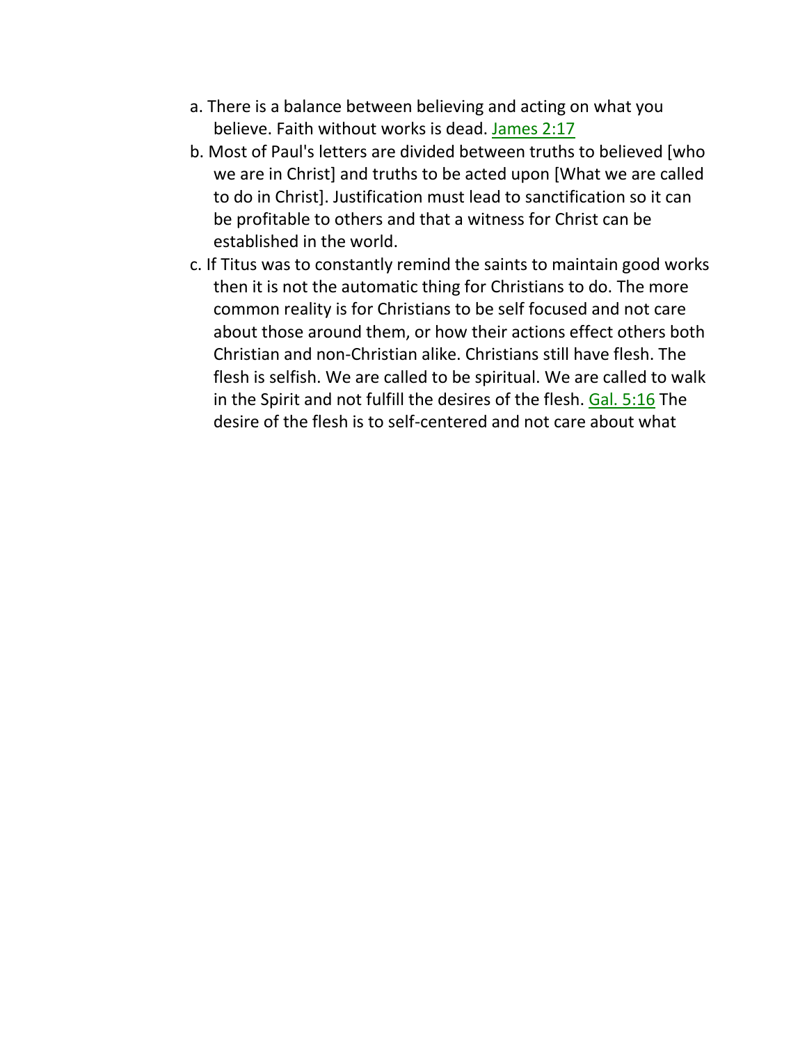a. There is a balance between believing and acting on what you believe. Faith without works is dead. James 2:17

b. Most of Paul's letters are divided between truths to believed [who we are in Christ] and truths to be acted upon [What we are called to do in Christ]. Justification must lead to sanctification so it can be profitable to others and that a witness for Christ can be established in the world.

c. If Titus was to constantly remind the saints to maintain good works then it is not the automatic thing for Christians to do. The more common reality is for Christians to be self focused and not care about those around them, or how their actions effect others both Christian and non-Christian alike. Christians still have flesh. The flesh is selfish. We are called to be spiritual. We are called to walk in the Spirit and not fulfill the desires of the flesh. Gal. 5:16 The desire of the flesh is to self-centered and not care about what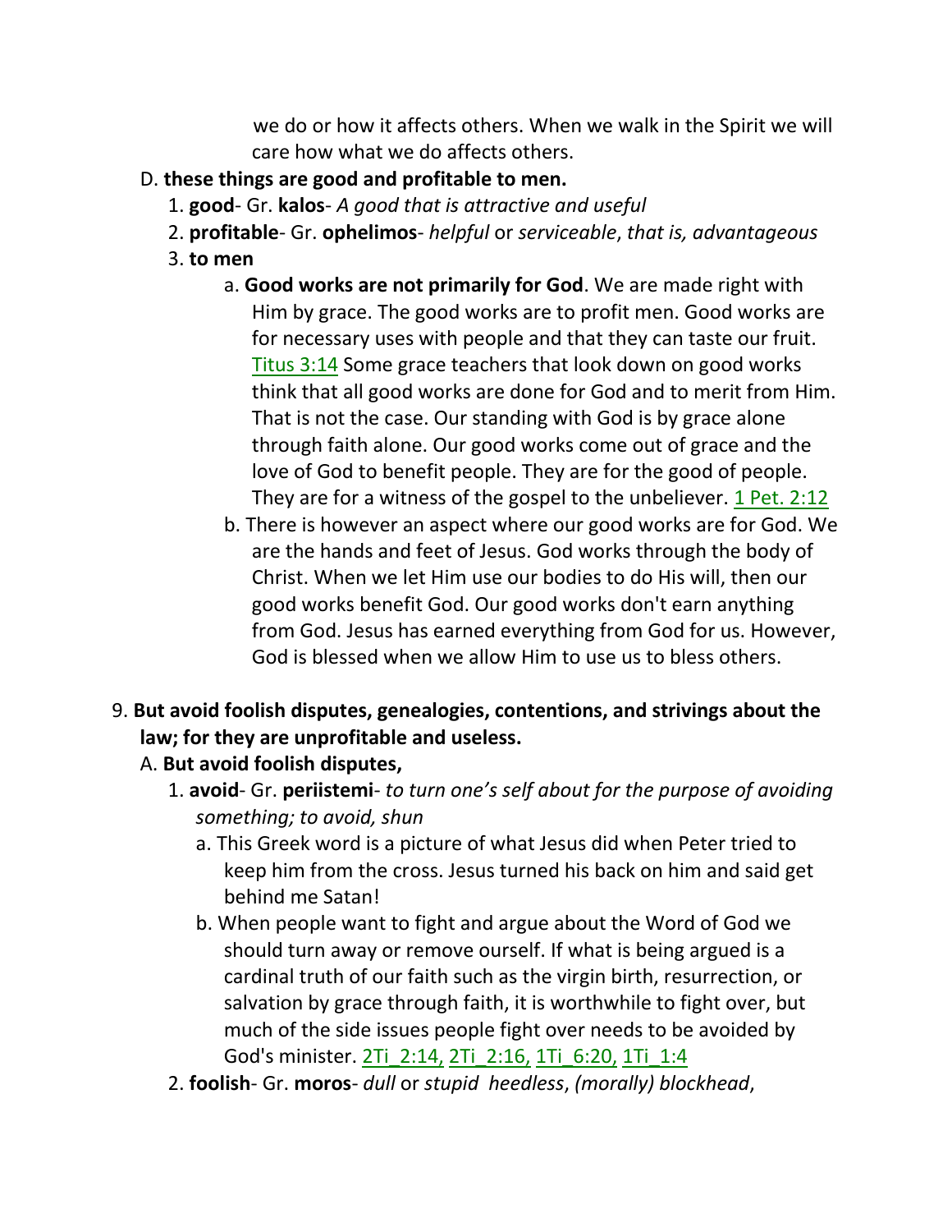we do or how it affects others. When we walk in the Spirit we will care how what we do affects others.

D. **these things are good and profitable to men.**

1. **good**- Gr. **kalos**- *A good that is attractive and useful*
2. **profitable**- Gr. **ophelimos**- *helpful* or *serviceable*, *that is, advantageous*
3. **to men**
   a. **Good works are not primarily for God**. We are made right with Him by grace. The good works are to profit men. Good works are for necessary uses with people and that they can taste our fruit. Titus 3:14 Some grace teachers that look down on good works think that all good works are done for God and to merit from Him. That is not the case. Our standing with God is by grace alone through faith alone. Our good works come out of grace and the love of God to benefit people. They are for the good of people. They are for a witness of the gospel to the unbeliever. 1 Pet. 2:12
   b. There is however an aspect where our good works are for God. We are the hands and feet of Jesus. God works through the body of Christ. When we let Him use our bodies to do His will, then our good works benefit God. Our good works don't earn anything from God. Jesus has earned everything from God for us. However, God is blessed when we allow Him to use us to bless others.

9. **But avoid foolish disputes, genealogies, contentions, and strivings about the law; for they are unprofitable and useless.**

A. **But avoid foolish disputes,**

1. **avoid**- Gr. **periistemi**- *to turn one's self about for the purpose of avoiding something; to avoid, shun*
   a. This Greek word is a picture of what Jesus did when Peter tried to keep him from the cross. Jesus turned his back on him and said get behind me Satan!
   b. When people want to fight and argue about the Word of God we should turn away or remove ourself. If what is being argued is a cardinal truth of our faith such as the virgin birth, resurrection, or salvation by grace through faith, it is worthwhile to fight over, but much of the side issues people fight over needs to be avoided by God's minister. 2Ti_2:14, 2Ti_2:16, 1Ti_6:20, 1Ti_1:4
2. **foolish**- Gr. **moros**- *dull* or *stupid heedless*, *(morally) blockhead*,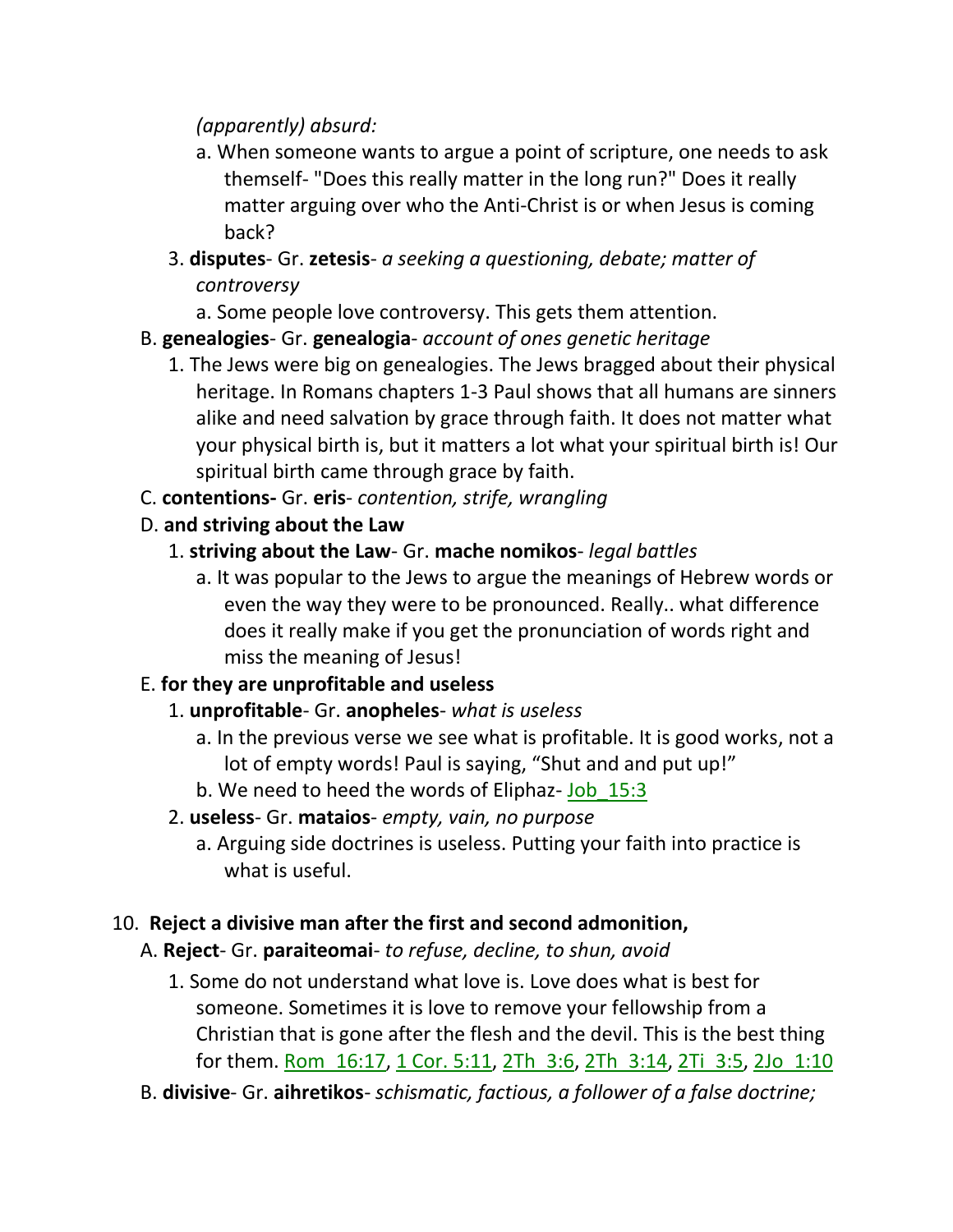*(apparently) absurd:*

a. When someone wants to argue a point of scripture, one needs to ask themself- "Does this really matter in the long run?" Does it really matter arguing over who the Anti-Christ is or when Jesus is coming back?

3. **disputes**- Gr. **zetesis**- *a seeking a questioning, debate; matter of controversy*

   a. Some people love controversy. This gets them attention.

B. **genealogies**- Gr. **genealogia**- *account of ones genetic heritage*

1. The Jews were big on genealogies. The Jews bragged about their physical heritage. In Romans chapters 1-3 Paul shows that all humans are sinners alike and need salvation by grace through faith. It does not matter what your physical birth is, but it matters a lot what your spiritual birth is! Our spiritual birth came through grace by faith.

C. **contentions-** Gr. **eris**- *contention, strife, wrangling*

D. **and striving about the Law**

1. **striving about the Law**- Gr. **mache nomikos**- *legal battles*

   a. It was popular to the Jews to argue the meanings of Hebrew words or even the way they were to be pronounced. Really.. what difference does it really make if you get the pronunciation of words right and miss the meaning of Jesus!

E. **for they are unprofitable and useless**

1. **unprofitable**- Gr. **anopheles**- *what is useless*

   a. In the previous verse we see what is profitable. It is good works, not a lot of empty words! Paul is saying, “Shut and and put up!”

   b. We need to heed the words of Eliphaz- Job_15:3

2. **useless**- Gr. **mataios**- *empty, vain, no purpose*

   a. Arguing side doctrines is useless. Putting your faith into practice is what is useful.

10. **Reject a divisive man after the first and second admonition,**

A. **Reject**- Gr. **paraiteomai**- *to refuse, decline, to shun, avoid*

1. Some do not understand what love is. Love does what is best for someone. Sometimes it is love to remove your fellowship from a Christian that is gone after the flesh and the devil. This is the best thing for them. Rom_16:17, 1 Cor. 5:11, 2Th_3:6, 2Th_3:14, 2Ti_3:5, 2Jo_1:10

B. **divisive**- Gr. **aihretikos**- *schismatic, factious, a follower of a false doctrine;*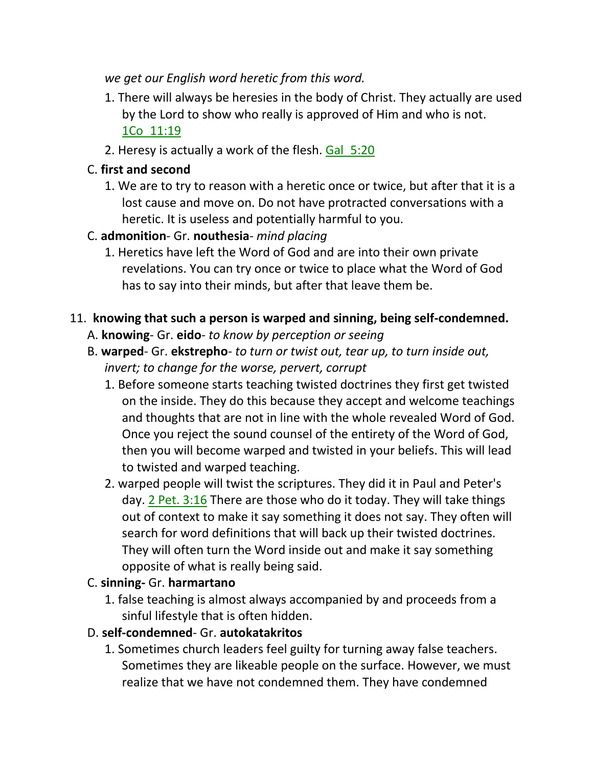*we get our English word heretic from this word.*

1. There will always be heresies in the body of Christ. They actually are used by the Lord to show who really is approved of Him and who is not. 1Co 11:19
2. Heresy is actually a work of the flesh. Gal 5:20

C. **first and second**

1. We are to try to reason with a heretic once or twice, but after that it is a lost cause and move on. Do not have protracted conversations with a heretic. It is useless and potentially harmful to you.

C. **admonition**- Gr. **nouthesia**- *mind placing*

1. Heretics have left the Word of God and are into their own private revelations. You can try once or twice to place what the Word of God has to say into their minds, but after that leave them be.

11. **knowing that such a person is warped and sinning, being self-condemned.**

A. **knowing**- Gr. **eido**- *to know by perception or seeing*

B. **warped**- Gr. **ekstrepho**- *to turn or twist out, tear up, to turn inside out, invert; to change for the worse, pervert, corrupt*

1. Before someone starts teaching twisted doctrines they first get twisted on the inside. They do this because they accept and welcome teachings and thoughts that are not in line with the whole revealed Word of God. Once you reject the sound counsel of the entirety of the Word of God, then you will become warped and twisted in your beliefs. This will lead to twisted and warped teaching.
2. warped people will twist the scriptures. They did it in Paul and Peter's day. 2 Pet. 3:16 There are those who do it today. They will take things out of context to make it say something it does not say. They often will search for word definitions that will back up their twisted doctrines. They will often turn the Word inside out and make it say something opposite of what is really being said.

C. **sinning-** Gr. **harmartano**

1. false teaching is almost always accompanied by and proceeds from a sinful lifestyle that is often hidden.

D. **self-condemned**- Gr. **autokatakritos**

1. Sometimes church leaders feel guilty for turning away false teachers. Sometimes they are likeable people on the surface. However, we must realize that we have not condemned them. They have condemned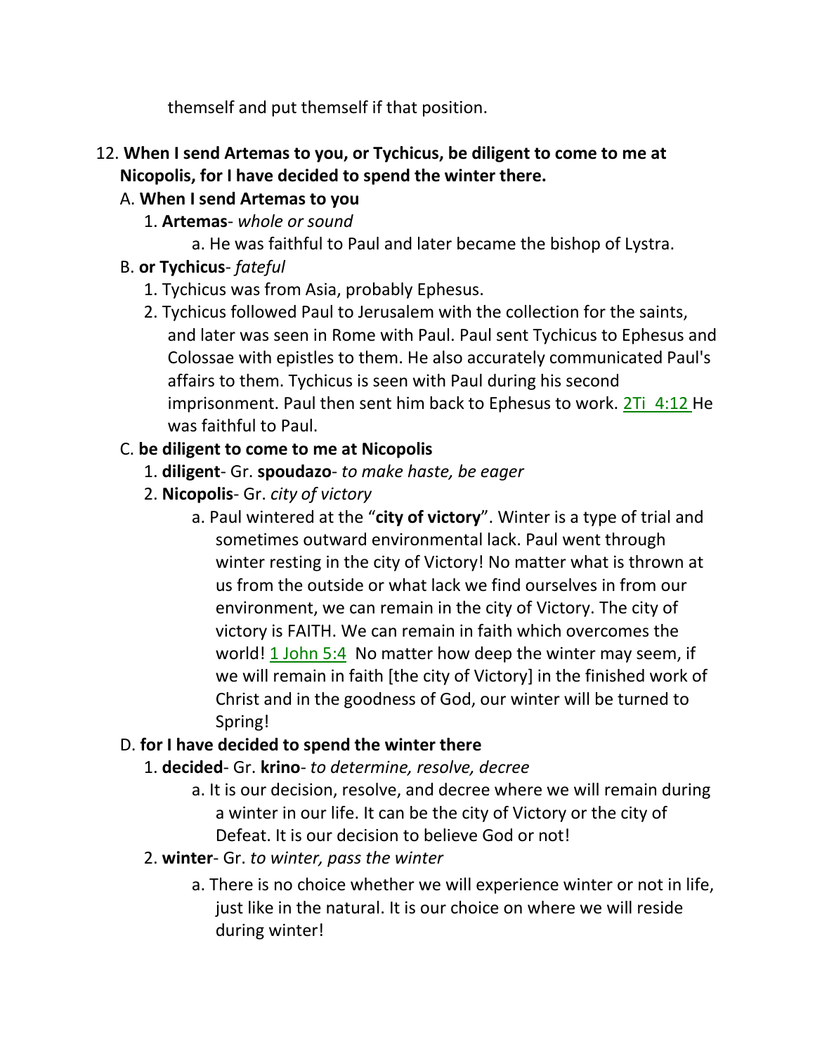themself and put themself if that position.

12. **When I send Artemas to you, or Tychicus, be diligent to come to me at Nicopolis, for I have decided to spend the winter there.**
    A. **When I send Artemas to you**
        1. **Artemas**- *whole or sound*
            a. He was faithful to Paul and later became the bishop of Lystra.
    B. **or Tychicus**- *fateful*
        1. Tychicus was from Asia, probably Ephesus.
        2. Tychicus followed Paul to Jerusalem with the collection for the saints, and later was seen in Rome with Paul. Paul sent Tychicus to Ephesus and Colossae with epistles to them. He also accurately communicated Paul's affairs to them. Tychicus is seen with Paul during his second imprisonment. Paul then sent him back to Ephesus to work. 2Ti 4:12 He was faithful to Paul.
    C. **be diligent to come to me at Nicopolis**
        1. **diligent**- Gr. **spoudazo**- *to make haste, be eager*
        2. **Nicopolis**- Gr. *city of victory*
            a. Paul wintered at the "**city of victory**". Winter is a type of trial and sometimes outward environmental lack. Paul went through winter resting in the city of Victory! No matter what is thrown at us from the outside or what lack we find ourselves in from our environment, we can remain in the city of Victory. The city of victory is FAITH. We can remain in faith which overcomes the world! 1 John 5:4 No matter how deep the winter may seem, if we will remain in faith [the city of Victory] in the finished work of Christ and in the goodness of God, our winter will be turned to Spring!
    D. **for I have decided to spend the winter there**
        1. **decided**- Gr. **krino**- *to determine, resolve, decree*
            a. It is our decision, resolve, and decree where we will remain during a winter in our life. It can be the city of Victory or the city of Defeat. It is our decision to believe God or not!
        2. **winter**- Gr. *to winter, pass the winter*
            a. There is no choice whether we will experience winter or not in life, just like in the natural. It is our choice on where we will reside during winter!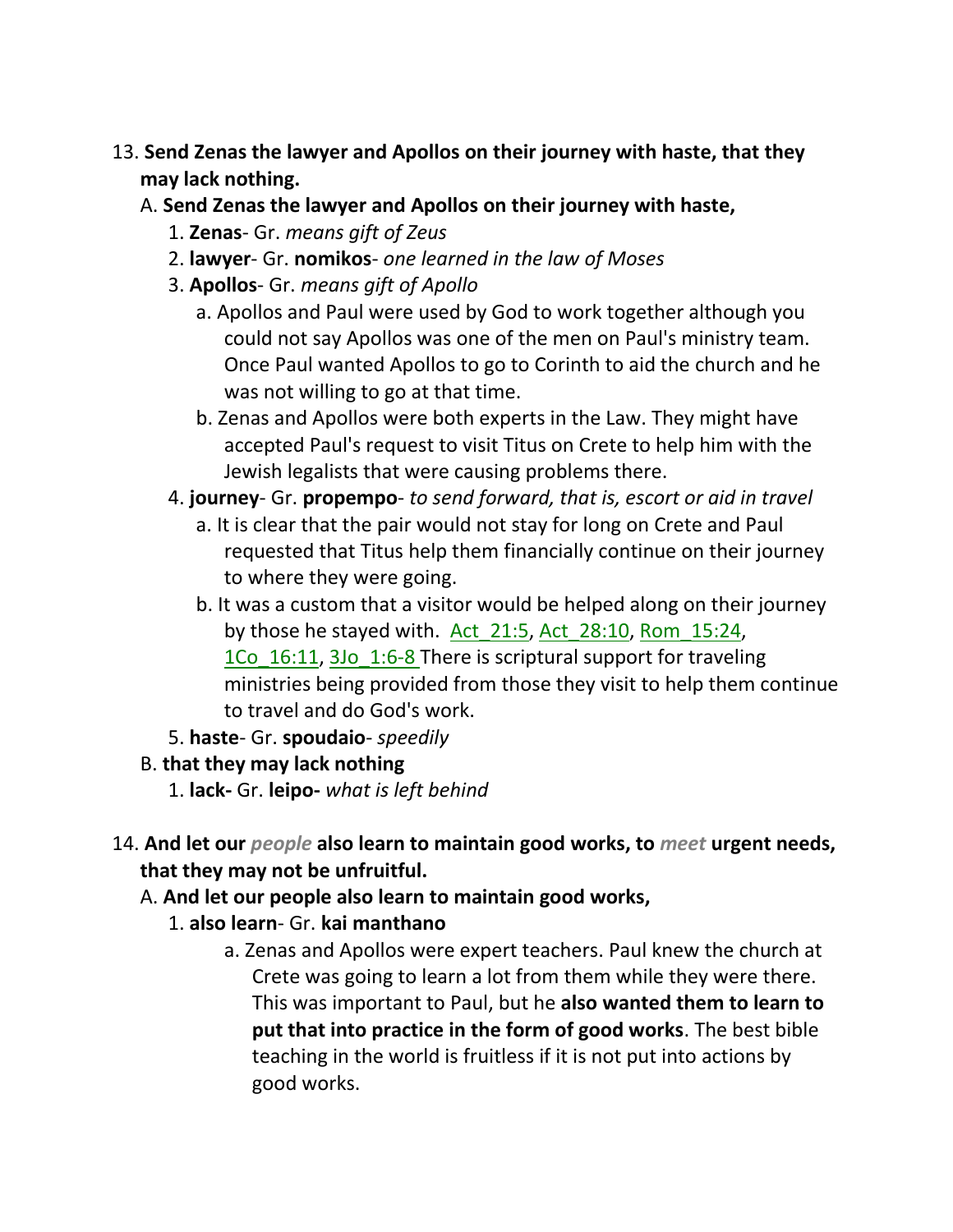13. **Send Zenas the lawyer and Apollos on their journey with haste, that they may lack nothing.**

   A. **Send Zenas the lawyer and Apollos on their journey with haste,**

      1. **Zenas**- Gr. *means gift of Zeus*
      2. **lawyer**- Gr. **nomikos**- *one learned in the law of Moses*
      3. **Apollos**- Gr. *means gift of Apollo*
         a. Apollos and Paul were used by God to work together although you could not say Apollos was one of the men on Paul's ministry team. Once Paul wanted Apollos to go to Corinth to aid the church and he was not willing to go at that time.
         b. Zenas and Apollos were both experts in the Law. They might have accepted Paul's request to visit Titus on Crete to help him with the Jewish legalists that were causing problems there.
      4. **journey**- Gr. **propempo**- *to send forward, that is, escort or aid in travel*
         a. It is clear that the pair would not stay for long on Crete and Paul requested that Titus help them financially continue on their journey to where they were going.
         b. It was a custom that a visitor would be helped along on their journey by those he stayed with. Act_21:5, Act_28:10, Rom_15:24, 1Co_16:11, 3Jo_1:6-8 There is scriptural support for traveling ministries being provided from those they visit to help them continue to travel and do God's work.
      5. **haste**- Gr. **spoudaio**- *speedily*

   B. **that they may lack nothing**

      1. **lack-** Gr. **leipo-** *what is left behind*

14. **And let our *people* also learn to maintain good works, to *meet* urgent needs, that they may not be unfruitful.**

   A. **And let our people also learn to maintain good works,**

      1. **also learn**- Gr. **kai manthano**
         a. Zenas and Apollos were expert teachers. Paul knew the church at Crete was going to learn a lot from them while they were there. This was important to Paul, but he **also wanted them to learn to put that into practice in the form of good works**. The best bible teaching in the world is fruitless if it is not put into actions by good works.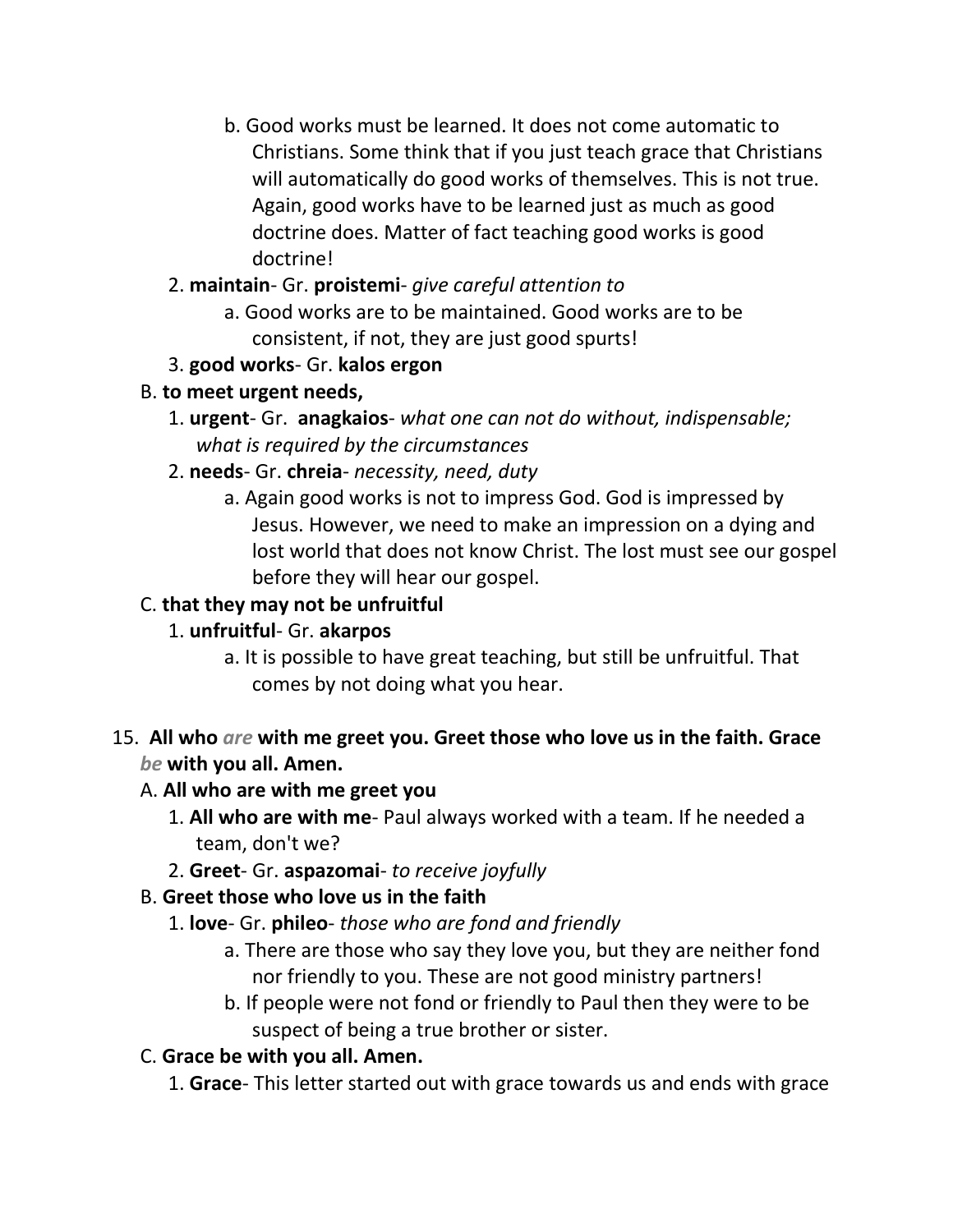b. Good works must be learned. It does not come automatic to Christians. Some think that if you just teach grace that Christians will automatically do good works of themselves. This is not true. Again, good works have to be learned just as much as good doctrine does. Matter of fact teaching good works is good doctrine!

2. **maintain**- Gr. **proistemi**- *give careful attention to*

   a. Good works are to be maintained. Good works are to be consistent, if not, they are just good spurts!

3. **good works**- Gr. **kalos ergon**

B. **to meet urgent needs,**

1. **urgent**- Gr. **anagkaios**- *what one can not do without, indispensable; what is required by the circumstances*
2. **needs**- Gr. **chreia**- *necessity, need, duty*

   a. Again good works is not to impress God. God is impressed by Jesus. However, we need to make an impression on a dying and lost world that does not know Christ. The lost must see our gospel before they will hear our gospel.

C. **that they may not be unfruitful**

1. **unfruitful**- Gr. **akarpos**

   a. It is possible to have great teaching, but still be unfruitful. That comes by not doing what you hear.

15. **All who *are* with me greet you. Greet those who love us in the faith. Grace *be* with you all. Amen.**

A. **All who are with me greet you**

1. **All who are with me**- Paul always worked with a team. If he needed a team, don't we?
2. **Greet**- Gr. **aspazomai**- *to receive joyfully*

B. **Greet those who love us in the faith**

1. **love**- Gr. **phileo**- *those who are fond and friendly*

   a. There are those who say they love you, but they are neither fond nor friendly to you. These are not good ministry partners!

   b. If people were not fond or friendly to Paul then they were to be suspect of being a true brother or sister.

C. **Grace be with you all. Amen.**

1. **Grace**- This letter started out with grace towards us and ends with grace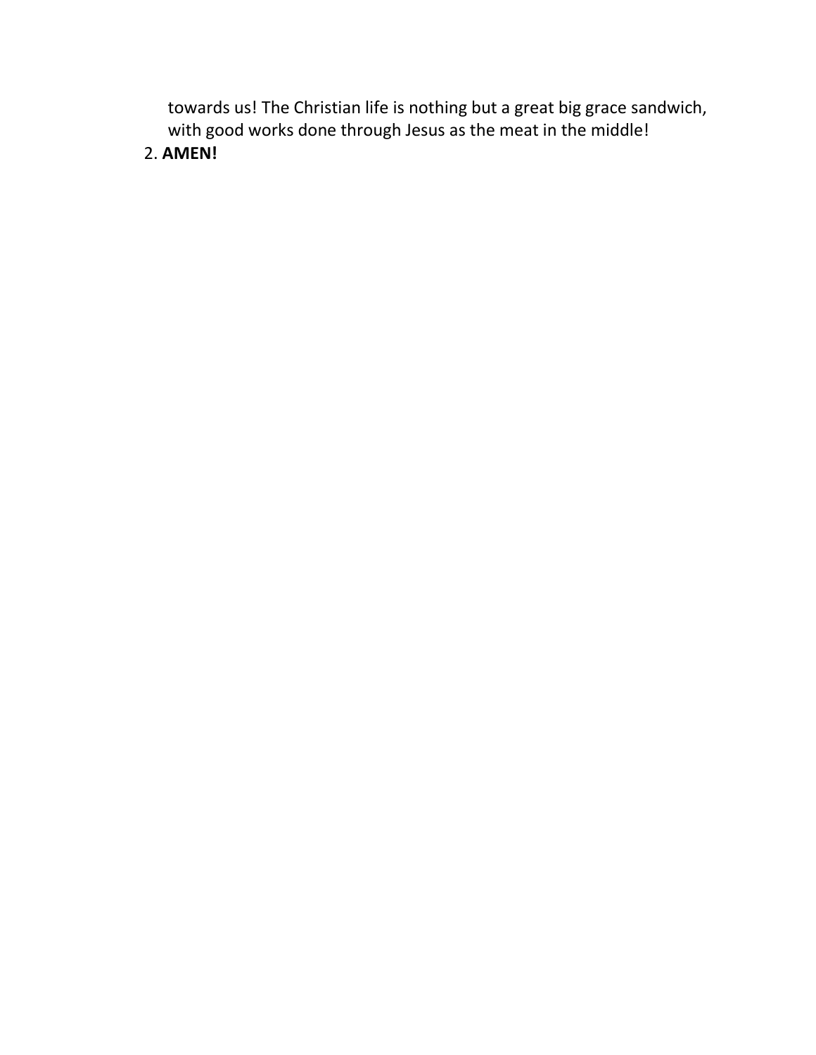towards us! The Christian life is nothing but a great big grace sandwich, with good works done through Jesus as the meat in the middle!

2. **AMEN!**